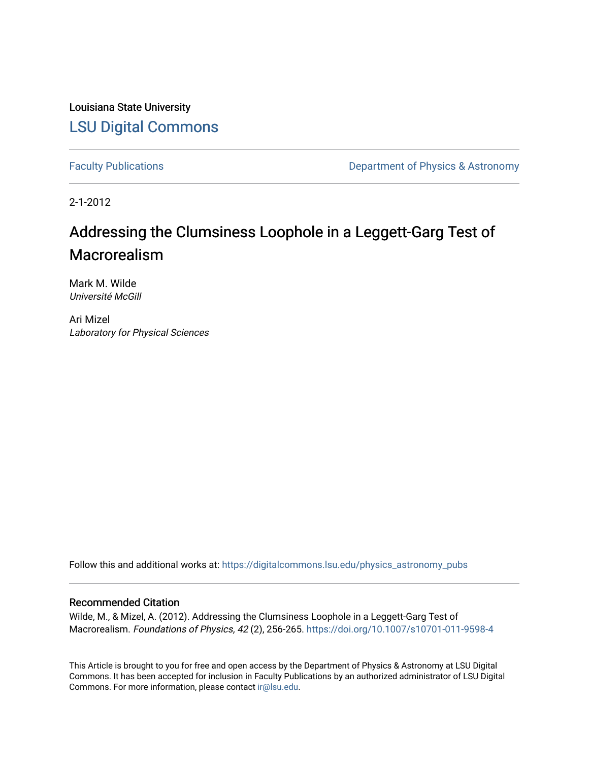Louisiana State University

# LSU Digital Commons

Faculty Publications

Department of Physics & Astronomy

2-1-2012

## Addressing the Clumsiness Loophole in a Leggett-Garg Test of Macrorealism

Mark M. Wilde
*Université McGill*

Ari Mizel
*Laboratory for Physical Sciences*

Follow this and additional works at: https://digitalcommons.lsu.edu/physics_astronomy_pubs

### Recommended Citation

Wilde, M., & Mizel, A. (2012). Addressing the Clumsiness Loophole in a Leggett-Garg Test of Macrorealism. *Foundations of Physics, 42* (2), 256-265. https://doi.org/10.1007/s10701-011-9598-4

This Article is brought to you for free and open access by the Department of Physics & Astronomy at LSU Digital Commons. It has been accepted for inclusion in Faculty Publications by an authorized administrator of LSU Digital Commons. For more information, please contact ir@lsu.edu.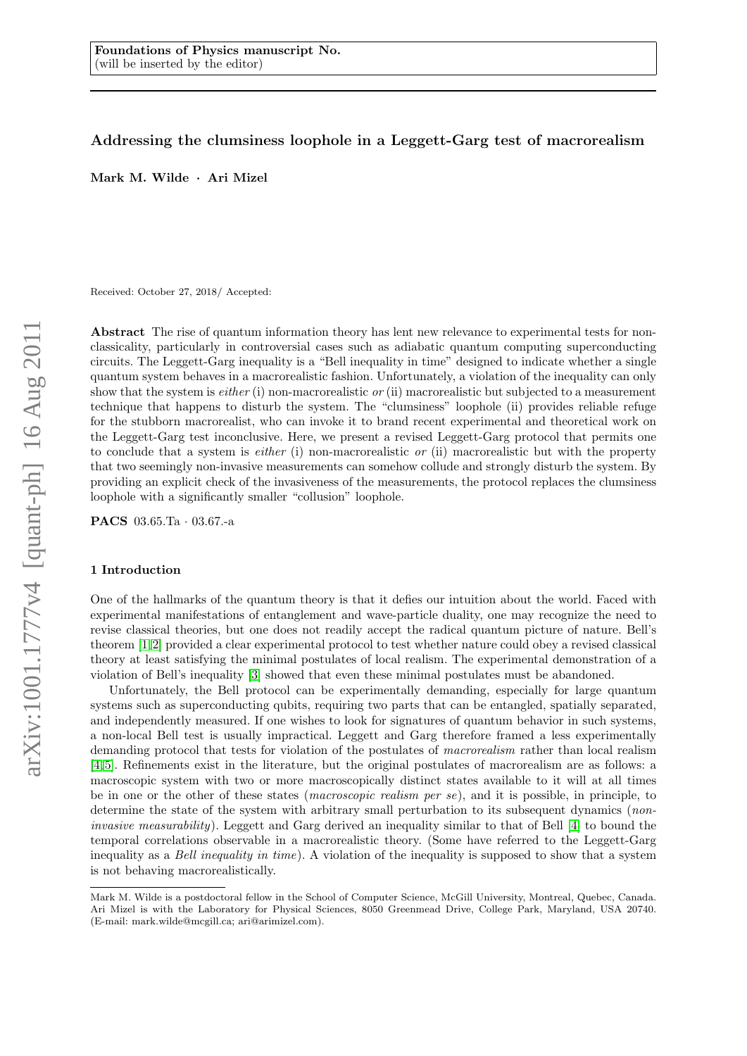# Addressing the clumsiness loophole in a Leggett-Garg test of macrorealism

**Mark M. Wilde · Ari Mizel**

Received: October 27, 2018/ Accepted:

**Abstract** The rise of quantum information theory has lent new relevance to experimental tests for non-classicality, particularly in controversial cases such as adiabatic quantum computing superconducting circuits. The Leggett-Garg inequality is a "Bell inequality in time" designed to indicate whether a single quantum system behaves in a macrorealistic fashion. Unfortunately, a violation of the inequality can only show that the system is *either* (i) non-macrorealistic *or* (ii) macrorealistic but subjected to a measurement technique that happens to disturb the system. The "clumsiness" loophole (ii) provides reliable refuge for the stubborn macrorealist, who can invoke it to brand recent experimental and theoretical work on the Leggett-Garg test inconclusive. Here, we present a revised Leggett-Garg protocol that permits one to conclude that a system is *either* (i) non-macrorealistic *or* (ii) macrorealistic but with the property that two seemingly non-invasive measurements can somehow collude and strongly disturb the system. By providing an explicit check of the invasiveness of the measurements, the protocol replaces the clumsiness loophole with a significantly smaller "collusion" loophole.

**PACS** 03.65.Ta · 03.67.-a

## 1 Introduction

One of the hallmarks of the quantum theory is that it defies our intuition about the world. Faced with experimental manifestations of entanglement and wave-particle duality, one may recognize the need to revise classical theories, but one does not readily accept the radical quantum picture of nature. Bell's theorem [1,2] provided a clear experimental protocol to test whether nature could obey a revised classical theory at least satisfying the minimal postulates of local realism. The experimental demonstration of a violation of Bell's inequality [3] showed that even these minimal postulates must be abandoned.

Unfortunately, the Bell protocol can be experimentally demanding, especially for large quantum systems such as superconducting qubits, requiring two parts that can be entangled, spatially separated, and independently measured. If one wishes to look for signatures of quantum behavior in such systems, a non-local Bell test is usually impractical. Leggett and Garg therefore framed a less experimentally demanding protocol that tests for violation of the postulates of *macrorealism* rather than local realism [4,5]. Refinements exist in the literature, but the original postulates of macrorealism are as follows: a macroscopic system with two or more macroscopically distinct states available to it will at all times be in one or the other of these states (*macroscopic realism per se*), and it is possible, in principle, to determine the state of the system with arbitrary small perturbation to its subsequent dynamics (*non-invasive measurability*). Leggett and Garg derived an inequality similar to that of Bell [4] to bound the temporal correlations observable in a macrorealistic theory. (Some have referred to the Leggett-Garg inequality as a *Bell inequality in time*). A violation of the inequality is supposed to show that a system is not behaving macrorealistically.

---

Mark M. Wilde is a postdoctoral fellow in the School of Computer Science, McGill University, Montreal, Quebec, Canada. Ari Mizel is with the Laboratory for Physical Sciences, 8050 Greenmead Drive, College Park, Maryland, USA 20740. (E-mail: mark.wilde@mcgill.ca; ari@arimizel.com).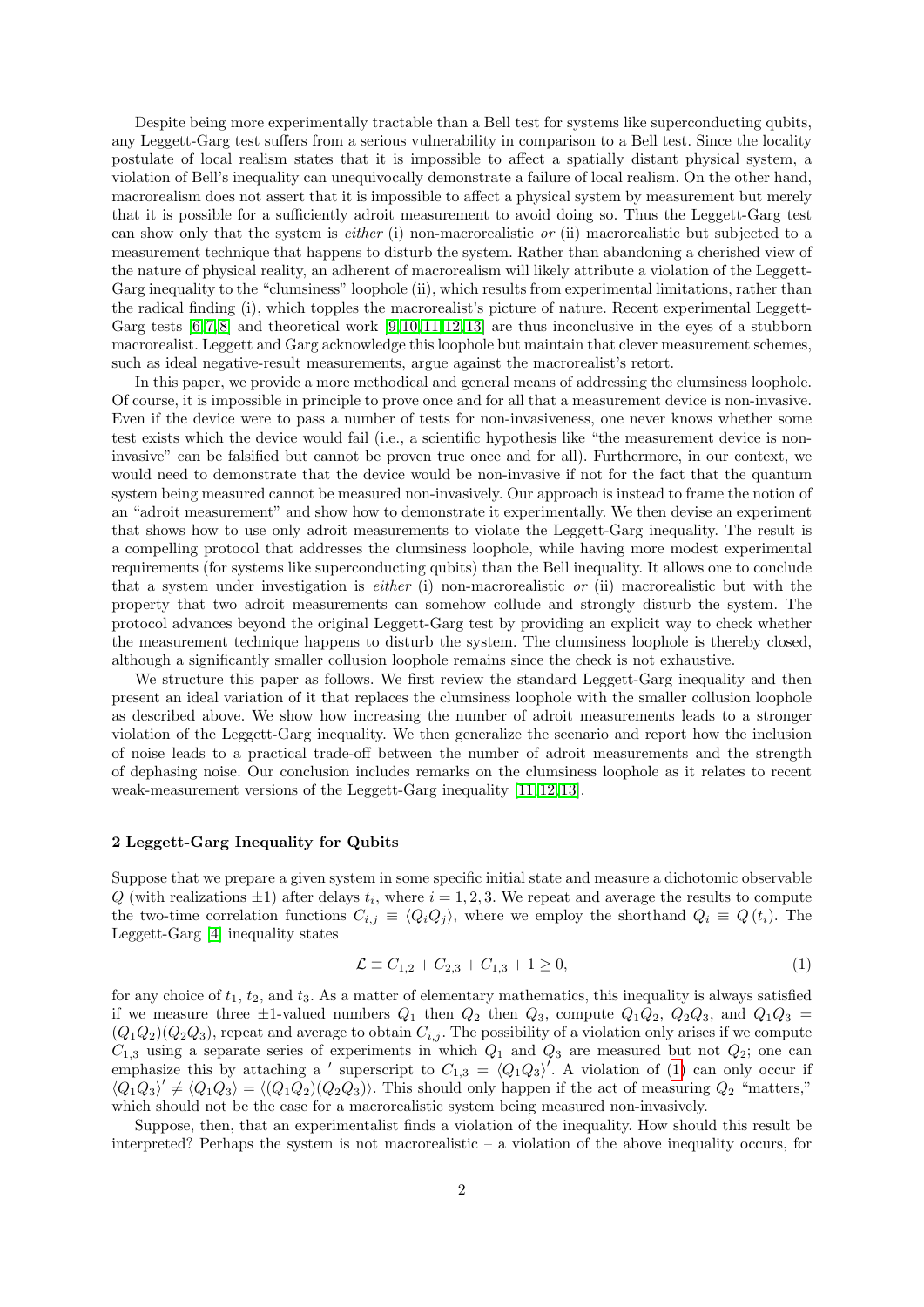Despite being more experimentally tractable than a Bell test for systems like superconducting qubits, any Leggett-Garg test suffers from a serious vulnerability in comparison to a Bell test. Since the locality postulate of local realism states that it is impossible to affect a spatially distant physical system, a violation of Bell's inequality can unequivocally demonstrate a failure of local realism. On the other hand, macrorealism does not assert that it is impossible to affect a physical system by measurement but merely that it is possible for a sufficiently adroit measurement to avoid doing so. Thus the Leggett-Garg test can show only that the system is *either* (i) non-macrorealistic *or* (ii) macrorealistic but subjected to a measurement technique that happens to disturb the system. Rather than abandoning a cherished view of the nature of physical reality, an adherent of macrorealism will likely attribute a violation of the Leggett-Garg inequality to the "clumsiness" loophole (ii), which results from experimental limitations, rather than the radical finding (i), which topples the macrorealist's picture of nature. Recent experimental Leggett-Garg tests [6,7,8] and theoretical work [9,10,11,12,13] are thus inconclusive in the eyes of a stubborn macrorealist. Leggett and Garg acknowledge this loophole but maintain that clever measurement schemes, such as ideal negative-result measurements, argue against the macrorealist's retort.

In this paper, we provide a more methodical and general means of addressing the clumsiness loophole. Of course, it is impossible in principle to prove once and for all that a measurement device is non-invasive. Even if the device were to pass a number of tests for non-invasiveness, one never knows whether some test exists which the device would fail (i.e., a scientific hypothesis like "the measurement device is non-invasive" can be falsified but cannot be proven true once and for all). Furthermore, in our context, we would need to demonstrate that the device would be non-invasive if not for the fact that the quantum system being measured cannot be measured non-invasively. Our approach is instead to frame the notion of an "adroit measurement" and show how to demonstrate it experimentally. We then devise an experiment that shows how to use only adroit measurements to violate the Leggett-Garg inequality. The result is a compelling protocol that addresses the clumsiness loophole, while having more modest experimental requirements (for systems like superconducting qubits) than the Bell inequality. It allows one to conclude that a system under investigation is *either* (i) non-macrorealistic *or* (ii) macrorealistic but with the property that two adroit measurements can somehow collude and strongly disturb the system. The protocol advances beyond the original Leggett-Garg test by providing an explicit way to check whether the measurement technique happens to disturb the system. The clumsiness loophole is thereby closed, although a significantly smaller collusion loophole remains since the check is not exhaustive.

We structure this paper as follows. We first review the standard Leggett-Garg inequality and then present an ideal variation of it that replaces the clumsiness loophole with the smaller collusion loophole as described above. We show how increasing the number of adroit measurements leads to a stronger violation of the Leggett-Garg inequality. We then generalize the scenario and report how the inclusion of noise leads to a practical trade-off between the number of adroit measurements and the strength of dephasing noise. Our conclusion includes remarks on the clumsiness loophole as it relates to recent weak-measurement versions of the Leggett-Garg inequality [11,12,13].

## 2 Leggett-Garg Inequality for Qubits

Suppose that we prepare a given system in some specific initial state and measure a dichotomic observable $Q$ (with realizations $\pm 1$) after delays $t_i$, where $i = 1, 2, 3$. We repeat and average the results to compute the two-time correlation functions $C_{i,j} \equiv \langle Q_i Q_j \rangle$, where we employ the shorthand $Q_i \equiv Q(t_i)$. The Leggett-Garg [4] inequality states

$$\mathcal{L} \equiv C_{1,2} + C_{2,3} + C_{1,3} + 1 \geq 0, \tag{1}$$

for any choice of $t_1$, $t_2$, and $t_3$. As a matter of elementary mathematics, this inequality is always satisfied if we measure three $\pm 1$-valued numbers $Q_1$ then $Q_2$ then $Q_3$, compute $Q_1 Q_2$, $Q_2 Q_3$, and $Q_1 Q_3 = (Q_1 Q_2)(Q_2 Q_3)$, repeat and average to obtain $C_{i,j}$. The possibility of a violation only arises if we compute $C_{1,3}$ using a separate series of experiments in which $Q_1$ and $Q_3$ are measured but not $Q_2$; one can emphasize this by attaching a $'$ superscript to $C_{1,3} = \langle Q_1 Q_3 \rangle'$. A violation of (1) can only occur if $\langle Q_1 Q_3 \rangle' \neq \langle Q_1 Q_3 \rangle = \langle (Q_1 Q_2)(Q_2 Q_3) \rangle$. This should only happen if the act of measuring $Q_2$ "matters," which should not be the case for a macrorealistic system being measured non-invasively.

Suppose, then, that an experimentalist finds a violation of the inequality. How should this result be interpreted? Perhaps the system is not macrorealistic – a violation of the above inequality occurs, for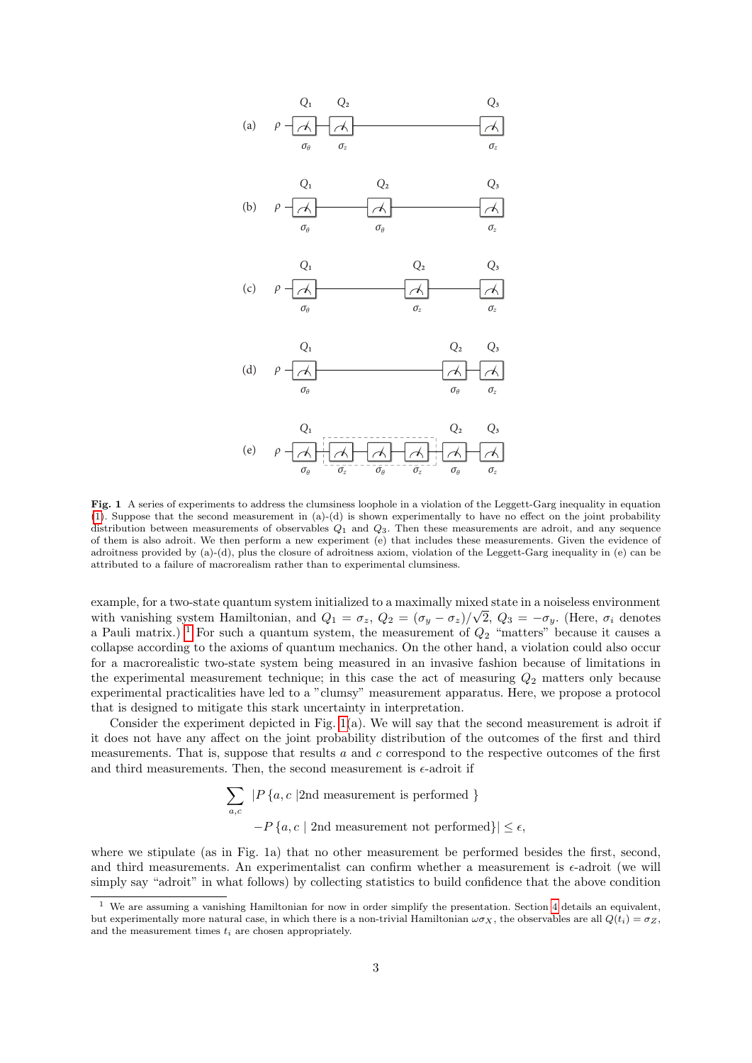**Fig. 1** A series of experiments to address the clumsiness loophole in a violation of the Leggett-Garg inequality in equation (1). Suppose that the second measurement in (a)-(d) is shown experimentally to have no effect on the joint probability distribution between measurements of observables $Q_1$ and $Q_3$. Then these measurements are adroit, and any sequence of them is also adroit. We then perform a new experiment (e) that includes these measurements. Given the evidence of adroitness provided by (a)-(d), plus the closure of adroitness axiom, violation of the Leggett-Garg inequality in (e) can be attributed to a failure of macrorealism rather than to experimental clumsiness.

example, for a two-state quantum system initialized to a maximally mixed state in a noiseless environment with vanishing system Hamiltonian, and $Q_1 = \sigma_z$, $Q_2 = (\sigma_y - \sigma_z)/\sqrt{2}$, $Q_3 = -\sigma_y$. (Here, $\sigma_i$ denotes a Pauli matrix.) [1] For such a quantum system, the measurement of $Q_2$ "matters" because it causes a collapse according to the axioms of quantum mechanics. On the other hand, a violation could also occur for a macrorealistic two-state system being measured in an invasive fashion because of limitations in the experimental measurement technique; in this case the act of measuring $Q_2$ matters only because experimental practicalities have led to a "clumsy" measurement apparatus. Here, we propose a protocol that is designed to mitigate this stark uncertainty in interpretation.

Consider the experiment depicted in Fig. 1(a). We will say that the second measurement is adroit if it does not have any affect on the joint probability distribution of the outcomes of the first and third measurements. That is, suppose that results $a$ and $c$ correspond to the respective outcomes of the first and third measurements. Then, the second measurement is $\epsilon$-adroit if

$$\sum_{a,c} |P\{a, c \,|\text{2nd measurement is performed }\} \\ -P\{a, c \mid \text{2nd measurement not performed}\}| \le \epsilon,$$

where we stipulate (as in Fig. 1a) that no other measurement be performed besides the first, second, and third measurements. An experimentalist can confirm whether a measurement is $\epsilon$-adroit (we will simply say "adroit" in what follows) by collecting statistics to build confidence that the above condition

[1] We are assuming a vanishing Hamiltonian for now in order simplify the presentation. Section 4 details an equivalent, but experimentally more natural case, in which there is a non-trivial Hamiltonian $\omega\sigma_X$, the observables are all $Q(t_i) = \sigma_Z$, and the measurement times $t_i$ are chosen appropriately.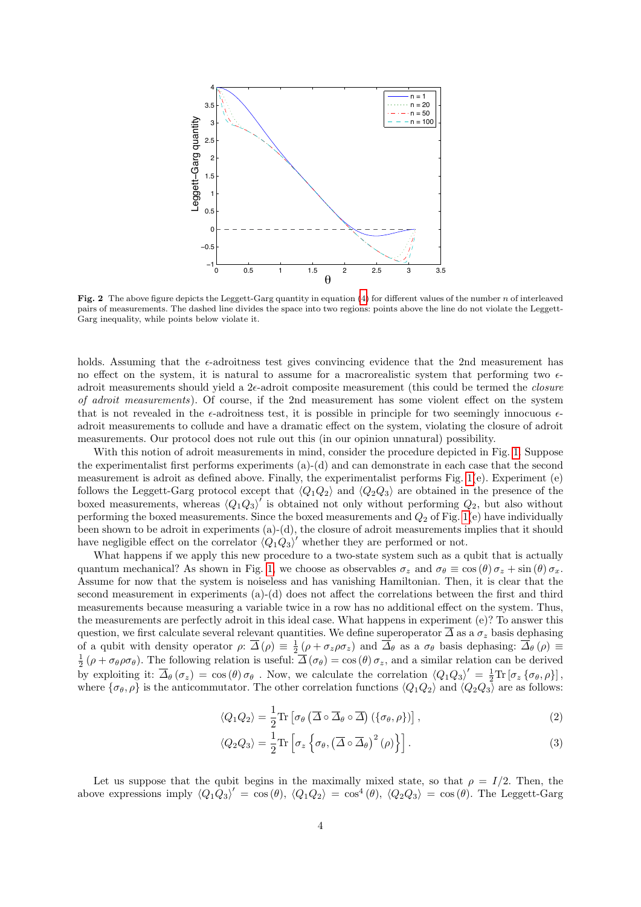**Fig. 2** The above figure depicts the Leggett-Garg quantity in equation (4) for different values of the number $n$ of interleaved pairs of measurements. The dashed line divides the space into two regions: points above the line do not violate the Leggett-Garg inequality, while points below violate it.

holds. Assuming that the $\epsilon$-adroitness test gives convincing evidence that the 2nd measurement has no effect on the system, it is natural to assume for a macrorealistic system that performing two $\epsilon$-adroit measurements should yield a $2\epsilon$-adroit composite measurement (this could be termed the *closure of adroit measurements*). Of course, if the 2nd measurement has some violent effect on the system that is not revealed in the $\epsilon$-adroitness test, it is possible in principle for two seemingly innocuous $\epsilon$-adroit measurements to collude and have a dramatic effect on the system, violating the closure of adroit measurements. Our protocol does not rule out this (in our opinion unnatural) possibility.

With this notion of adroit measurements in mind, consider the procedure depicted in Fig. 1. Suppose the experimentalist first performs experiments (a)-(d) and can demonstrate in each case that the second measurement is adroit as defined above. Finally, the experimentalist performs Fig. 1(e). Experiment (e) follows the Leggett-Garg protocol except that $\langle Q_1 Q_2 \rangle$ and $\langle Q_2 Q_3 \rangle$ are obtained in the presence of the boxed measurements, whereas $\langle Q_1 Q_3 \rangle'$ is obtained not only without performing $Q_2$, but also without performing the boxed measurements. Since the boxed measurements and $Q_2$ of Fig. 1(e) have individually been shown to be adroit in experiments (a)-(d), the closure of adroit measurements implies that it should have negligible effect on the correlator $\langle Q_1 Q_3 \rangle'$ whether they are performed or not.

What happens if we apply this new procedure to a two-state system such as a qubit that is actually quantum mechanical? As shown in Fig. 1, we choose as observables $\sigma_z$ and $\sigma_\theta \equiv \cos(\theta)\,\sigma_z + \sin(\theta)\,\sigma_x$. Assume for now that the system is noiseless and has vanishing Hamiltonian. Then, it is clear that the second measurement in experiments (a)-(d) does not affect the correlations between the first and third measurements because measuring a variable twice in a row has no additional effect on the system. Thus, the measurements are perfectly adroit in this ideal case. What happens in experiment (e)? To answer this question, we first calculate several relevant quantities. We define superoperator $\overline{\Delta}$ as a $\sigma_z$ basis dephasing of a qubit with density operator $\rho$: $\overline{\Delta}(\rho) \equiv \frac{1}{2}(\rho + \sigma_z \rho \sigma_z)$ and $\overline{\Delta}_\theta$ as a $\sigma_\theta$ basis dephasing: $\overline{\Delta}_\theta(\rho) \equiv \frac{1}{2}(\rho + \sigma_\theta \rho \sigma_\theta)$. The following relation is useful: $\overline{\Delta}(\sigma_\theta) = \cos(\theta)\,\sigma_z$, and a similar relation can be derived by exploiting it: $\overline{\Delta}_\theta(\sigma_z) = \cos(\theta)\,\sigma_\theta$ . Now, we calculate the correlation $\langle Q_1 Q_3 \rangle' = \frac{1}{2}\mathrm{Tr}\left[\sigma_z \left\{\sigma_\theta, \rho\right\}\right]$, where $\{\sigma_\theta, \rho\}$ is the anticommutator. The other correlation functions $\langle Q_1 Q_2 \rangle$ and $\langle Q_2 Q_3 \rangle$ are as follows:

$$
\langle Q_1 Q_2 \rangle = \frac{1}{2}\mathrm{Tr}\left[\sigma_\theta \left(\overline{\Delta} \circ \overline{\Delta}_\theta \circ \overline{\Delta}\right)\left(\{\sigma_\theta, \rho\}\right)\right], \tag{2}
$$

$$
\langle Q_2 Q_3 \rangle = \frac{1}{2}\mathrm{Tr}\left[\sigma_z \left\{\sigma_\theta, \left(\overline{\Delta} \circ \overline{\Delta}_\theta\right)^2(\rho)\right\}\right]. \tag{3}
$$

Let us suppose that the qubit begins in the maximally mixed state, so that $\rho = I/2$. Then, the above expressions imply $\langle Q_1 Q_3 \rangle' = \cos(\theta)$, $\langle Q_1 Q_2 \rangle = \cos^4(\theta)$, $\langle Q_2 Q_3 \rangle = \cos(\theta)$. The Leggett-Garg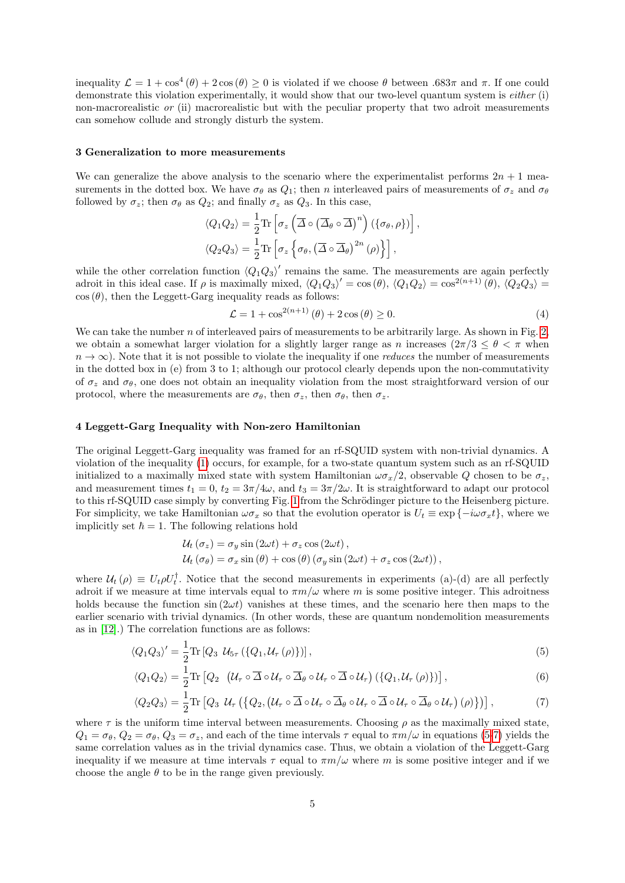inequality $\mathcal{L} = 1 + \cos^4(\theta) + 2\cos(\theta) \geq 0$ is violated if we choose $\theta$ between $.683\pi$ and $\pi$. If one could demonstrate this violation experimentally, it would show that our two-level quantum system is *either* (i) non-macrorealistic *or* (ii) macrorealistic but with the peculiar property that two adroit measurements can somehow collude and strongly disturb the system.

### 3 Generalization to more measurements

We can generalize the above analysis to the scenario where the experimentalist performs $2n+1$ measurements in the dotted box. We have $\sigma_\theta$ as $Q_1$; then $n$ interleaved pairs of measurements of $\sigma_z$ and $\sigma_\theta$ followed by $\sigma_z$; then $\sigma_\theta$ as $Q_2$; and finally $\sigma_z$ as $Q_3$. In this case,

$$\langle Q_1 Q_2 \rangle = \frac{1}{2}\mathrm{Tr}\left[\sigma_z \left(\overline{\Delta} \circ \left(\overline{\Delta}_\theta \circ \overline{\Delta}\right)^n\right)(\{\sigma_\theta, \rho\})\right],$$

$$\langle Q_2 Q_3 \rangle = \frac{1}{2}\mathrm{Tr}\left[\sigma_z \left\{\sigma_\theta, \left(\overline{\Delta} \circ \overline{\Delta}_\theta\right)^{2n}(\rho)\right\}\right],$$

while the other correlation function $\langle Q_1 Q_3 \rangle'$ remains the same. The measurements are again perfectly adroit in this ideal case. If $\rho$ is maximally mixed, $\langle Q_1 Q_3 \rangle' = \cos(\theta)$, $\langle Q_1 Q_2 \rangle = \cos^{2(n+1)}(\theta)$, $\langle Q_2 Q_3 \rangle = \cos(\theta)$, then the Leggett-Garg inequality reads as follows:

$$\mathcal{L} = 1 + \cos^{2(n+1)}(\theta) + 2\cos(\theta) \geq 0. \tag{4}$$

We can take the number $n$ of interleaved pairs of measurements to be arbitrarily large. As shown in Fig. 2, we obtain a somewhat larger violation for a slightly larger range as $n$ increases ($2\pi/3 \leq \theta < \pi$ when $n \to \infty$). Note that it is not possible to violate the inequality if one *reduces* the number of measurements in the dotted box in (e) from 3 to 1; although our protocol clearly depends upon the non-commutativity of $\sigma_z$ and $\sigma_\theta$, one does not obtain an inequality violation from the most straightforward version of our protocol, where the measurements are $\sigma_\theta$, then $\sigma_z$, then $\sigma_\theta$, then $\sigma_z$.

### 4 Leggett-Garg Inequality with Non-zero Hamiltonian

The original Leggett-Garg inequality was framed for an rf-SQUID system with non-trivial dynamics. A violation of the inequality (1) occurs, for example, for a two-state quantum system such as an rf-SQUID initialized to a maximally mixed state with system Hamiltonian $\omega\sigma_x/2$, observable $Q$ chosen to be $\sigma_z$, and measurement times $t_1 = 0$, $t_2 = 3\pi/4\omega$, and $t_3 = 3\pi/2\omega$. It is straightforward to adapt our protocol to this rf-SQUID case simply by converting Fig. 1 from the Schrödinger picture to the Heisenberg picture. For simplicity, we take Hamiltonian $\omega\sigma_x$ so that the evolution operator is $U_t \equiv \exp\{-i\omega\sigma_x t\}$, where we implicitly set $\hbar = 1$. The following relations hold

$$\mathcal{U}_t(\sigma_z) = \sigma_y \sin(2\omega t) + \sigma_z \cos(2\omega t),$$

$$\mathcal{U}_t(\sigma_\theta) = \sigma_x \sin(\theta) + \cos(\theta)(\sigma_y \sin(2\omega t) + \sigma_z \cos(2\omega t)),$$

where $\mathcal{U}_t(\rho) \equiv U_t \rho U_t^\dagger$. Notice that the second measurements in experiments (a)-(d) are all perfectly adroit if we measure at time intervals equal to $\pi m/\omega$ where $m$ is some positive integer. This adroitness holds because the function $\sin(2\omega t)$ vanishes at these times, and the scenario here then maps to the earlier scenario with trivial dynamics. (In other words, these are quantum nondemolition measurements as in [12].) The correlation functions are as follows:

$$\langle Q_1 Q_3 \rangle' = \frac{1}{2}\mathrm{Tr}\left[Q_3 \ \mathcal{U}_{5\tau}(\{Q_1, \mathcal{U}_\tau(\rho)\})\right], \tag{5}$$

$$\langle Q_1 Q_2 \rangle = \frac{1}{2}\mathrm{Tr}\left[Q_2 \ \left(\mathcal{U}_\tau \circ \overline{\Delta} \circ \mathcal{U}_\tau \circ \overline{\Delta}_\theta \circ \mathcal{U}_\tau \circ \overline{\Delta} \circ \mathcal{U}_\tau\right)(\{Q_1, \mathcal{U}_\tau(\rho)\})\right], \tag{6}$$

$$\langle Q_2 Q_3 \rangle = \frac{1}{2}\mathrm{Tr}\left[Q_3 \ \mathcal{U}_\tau\left(\left\{Q_2, \left(\mathcal{U}_\tau \circ \overline{\Delta} \circ \mathcal{U}_\tau \circ \overline{\Delta}_\theta \circ \mathcal{U}_\tau \circ \overline{\Delta} \circ \mathcal{U}_\tau \circ \overline{\Delta}_\theta \circ \mathcal{U}_\tau\right)(\rho)\right\}\right)\right], \tag{7}$$

where $\tau$ is the uniform time interval between measurements. Choosing $\rho$ as the maximally mixed state, $Q_1 = \sigma_\theta$, $Q_2 = \sigma_\theta$, $Q_3 = \sigma_z$, and each of the time intervals $\tau$ equal to $\pi m/\omega$ in equations (5-7) yields the same correlation values as in the trivial dynamics case. Thus, we obtain a violation of the Leggett-Garg inequality if we measure at time intervals $\tau$ equal to $\pi m/\omega$ where $m$ is some positive integer and if we choose the angle $\theta$ to be in the range given previously.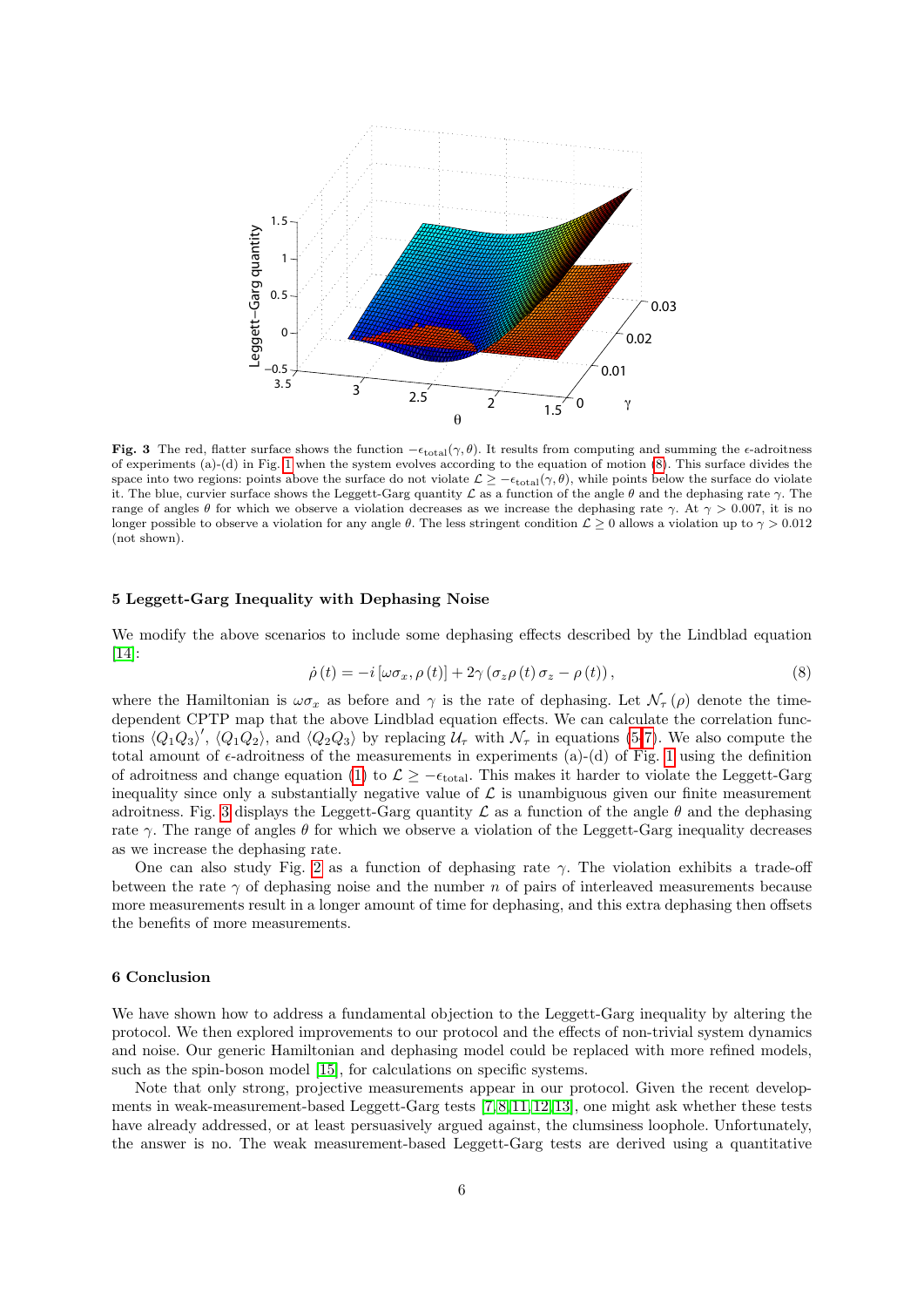**Fig. 3** The red, flatter surface shows the function $-\epsilon_{\text{total}}(\gamma, \theta)$. It results from computing and summing the $\epsilon$-adroitness of experiments (a)-(d) in Fig. 1 when the system evolves according to the equation of motion (8). This surface divides the space into two regions: points above the surface do not violate $\mathcal{L} \geq -\epsilon_{\text{total}}(\gamma, \theta)$, while points below the surface do violate it. The blue, curvier surface shows the Leggett-Garg quantity $\mathcal{L}$ as a function of the angle $\theta$ and the dephasing rate $\gamma$. The range of angles $\theta$ for which we observe a violation decreases as we increase the dephasing rate $\gamma$. At $\gamma > 0.007$, it is no longer possible to observe a violation for any angle $\theta$. The less stringent condition $\mathcal{L} \geq 0$ allows a violation up to $\gamma > 0.012$ (not shown).

## 5 Leggett-Garg Inequality with Dephasing Noise

We modify the above scenarios to include some dephasing effects described by the Lindblad equation [14]:

$$\dot{\rho}(t) = -i\left[\omega\sigma_x, \rho(t)\right] + 2\gamma\left(\sigma_z\rho(t)\,\sigma_z - \rho(t)\right), \tag{8}$$

where the Hamiltonian is $\omega\sigma_x$ as before and $\gamma$ is the rate of dephasing. Let $\mathcal{N}_\tau(\rho)$ denote the time-dependent CPTP map that the above Lindblad equation effects. We can calculate the correlation functions $\langle Q_1 Q_3\rangle'$, $\langle Q_1 Q_2\rangle$, and $\langle Q_2 Q_3\rangle$ by replacing $\mathcal{U}_\tau$ with $\mathcal{N}_\tau$ in equations (5-7). We also compute the total amount of $\epsilon$-adroitness of the measurements in experiments (a)-(d) of Fig. 1 using the definition of adroitness and change equation (1) to $\mathcal{L} \geq -\epsilon_{\text{total}}$. This makes it harder to violate the Leggett-Garg inequality since only a substantially negative value of $\mathcal{L}$ is unambiguous given our finite measurement adroitness. Fig. 3 displays the Leggett-Garg quantity $\mathcal{L}$ as a function of the angle $\theta$ and the dephasing rate $\gamma$. The range of angles $\theta$ for which we observe a violation of the Leggett-Garg inequality decreases as we increase the dephasing rate.

One can also study Fig. 2 as a function of dephasing rate $\gamma$. The violation exhibits a trade-off between the rate $\gamma$ of dephasing noise and the number $n$ of pairs of interleaved measurements because more measurements result in a longer amount of time for dephasing, and this extra dephasing then offsets the benefits of more measurements.

## 6 Conclusion

We have shown how to address a fundamental objection to the Leggett-Garg inequality by altering the protocol. We then explored improvements to our protocol and the effects of non-trivial system dynamics and noise. Our generic Hamiltonian and dephasing model could be replaced with more refined models, such as the spin-boson model [15], for calculations on specific systems.

Note that only strong, projective measurements appear in our protocol. Given the recent developments in weak-measurement-based Leggett-Garg tests [7,8,11,12,13], one might ask whether these tests have already addressed, or at least persuasively argued against, the clumsiness loophole. Unfortunately, the answer is no. The weak measurement-based Leggett-Garg tests are derived using a quantitative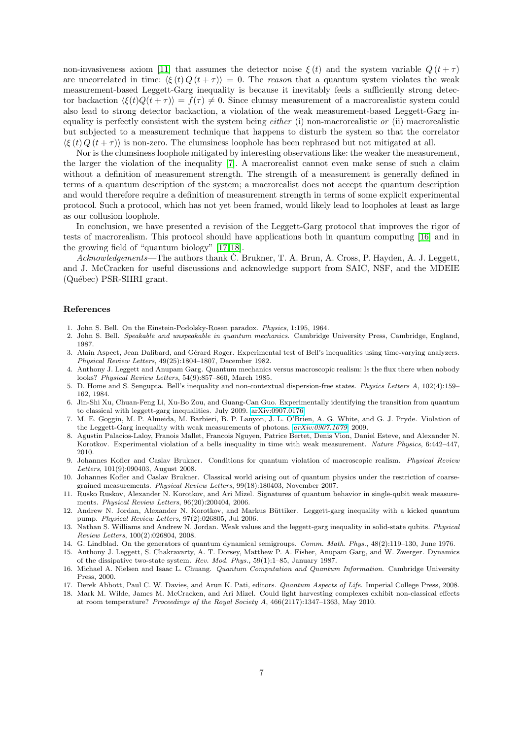non-invasiveness axiom [11] that assumes the detector noise $\xi(t)$ and the system variable $Q(t+\tau)$ are uncorrelated in time: $\langle \xi(t) Q(t+\tau) \rangle = 0$. The *reason* that a quantum system violates the weak measurement-based Leggett-Garg inequality is because it inevitably feels a sufficiently strong detector backaction $\langle \xi(t) Q(t+\tau) \rangle = f(\tau) \neq 0$. Since clumsy measurement of a macrorealistic system could also lead to strong detector backaction, a violation of the weak measurement-based Leggett-Garg inequality is perfectly consistent with the system being *either* (i) non-macrorealistic *or* (ii) macrorealistic but subjected to a measurement technique that happens to disturb the system so that the correlator $\langle \xi(t) Q(t+\tau) \rangle$ is non-zero. The clumsiness loophole has been rephrased but not mitigated at all.

Nor is the clumsiness loophole mitigated by interesting observations like: the weaker the measurement, the larger the violation of the inequality [7]. A macrorealist cannot even make sense of such a claim without a definition of measurement strength. The strength of a measurement is generally defined in terms of a quantum description of the system; a macrorealist does not accept the quantum description and would therefore require a definition of measurement strength in terms of some explicit experimental protocol. Such a protocol, which has not yet been framed, would likely lead to loopholes at least as large as our collusion loophole.

In conclusion, we have presented a revision of the Leggett-Garg protocol that improves the rigor of tests of macrorealism. This protocol should have applications both in quantum computing [16] and in the growing field of "quantum biology" [17,18].

*Acknowledgements*—The authors thank Č. Brukner, T. A. Brun, A. Cross, P. Hayden, A. J. Leggett, and J. McCracken for useful discussions and acknowledge support from SAIC, NSF, and the MDEIE (Québec) PSR-SIIRI grant.

## References

1. John S. Bell. On the Einstein-Podolsky-Rosen paradox. *Physics*, 1:195, 1964.
2. John S. Bell. *Speakable and unspeakable in quantum mechanics*. Cambridge University Press, Cambridge, England, 1987.
3. Alain Aspect, Jean Dalibard, and Gérard Roger. Experimental test of Bell's inequalities using time-varying analyzers. *Physical Review Letters*, 49(25):1804–1807, December 1982.
4. Anthony J. Leggett and Anupam Garg. Quantum mechanics versus macroscopic realism: Is the flux there when nobody looks? *Physical Review Letters*, 54(9):857–860, March 1985.
5. D. Home and S. Sengupta. Bell's inequality and non-contextual dispersion-free states. *Physics Letters A*, 102(4):159–162, 1984.
6. Jin-Shi Xu, Chuan-Feng Li, Xu-Bo Zou, and Guang-Can Guo. Experimentally identifying the transition from quantum to classical with leggett-garg inequalities. July 2009. arXiv:0907.0176.
7. M. E. Goggin, M. P. Almeida, M. Barbieri, B. P. Lanyon, J. L. O'Brien, A. G. White, and G. J. Pryde. Violation of the Leggett-Garg inequality with weak measurements of photons. *arXiv:0907.1679*, 2009.
8. Agustin Palacios-Laloy, Franois Mallet, Francois Nguyen, Patrice Bertet, Denis Vion, Daniel Esteve, and Alexander N. Korotkov. Experimental violation of a bells inequality in time with weak measurement. *Nature Physics*, 6:442–447, 2010.
9. Johannes Kofler and Caslav Brukner. Conditions for quantum violation of macroscopic realism. *Physical Review Letters*, 101(9):090403, August 2008.
10. Johannes Kofler and Caslav Brukner. Classical world arising out of quantum physics under the restriction of coarse-grained measurements. *Physical Review Letters*, 99(18):180403, November 2007.
11. Rusko Ruskov, Alexander N. Korotkov, and Ari Mizel. Signatures of quantum behavior in single-qubit weak measurements. *Physical Review Letters*, 96(20):200404, 2006.
12. Andrew N. Jordan, Alexander N. Korotkov, and Markus Büttiker. Leggett-garg inequality with a kicked quantum pump. *Physical Review Letters*, 97(2):026805, Jul 2006.
13. Nathan S. Williams and Andrew N. Jordan. Weak values and the leggett-garg inequality in solid-state qubits. *Physical Review Letters*, 100(2):026804, 2008.
14. G. Lindblad. On the generators of quantum dynamical semigroups. *Comm. Math. Phys.*, 48(2):119–130, June 1976.
15. Anthony J. Leggett, S. Chakravarty, A. T. Dorsey, Matthew P. A. Fisher, Anupam Garg, and W. Zwerger. Dynamics of the dissipative two-state system. *Rev. Mod. Phys.*, 59(1):1–85, January 1987.
16. Michael A. Nielsen and Isaac L. Chuang. *Quantum Computation and Quantum Information*. Cambridge University Press, 2000.
17. Derek Abbott, Paul C. W. Davies, and Arun K. Pati, editors. *Quantum Aspects of Life*. Imperial College Press, 2008.
18. Mark M. Wilde, James M. McCracken, and Ari Mizel. Could light harvesting complexes exhibit non-classical effects at room temperature? *Proceedings of the Royal Society A*, 466(2117):1347–1363, May 2010.